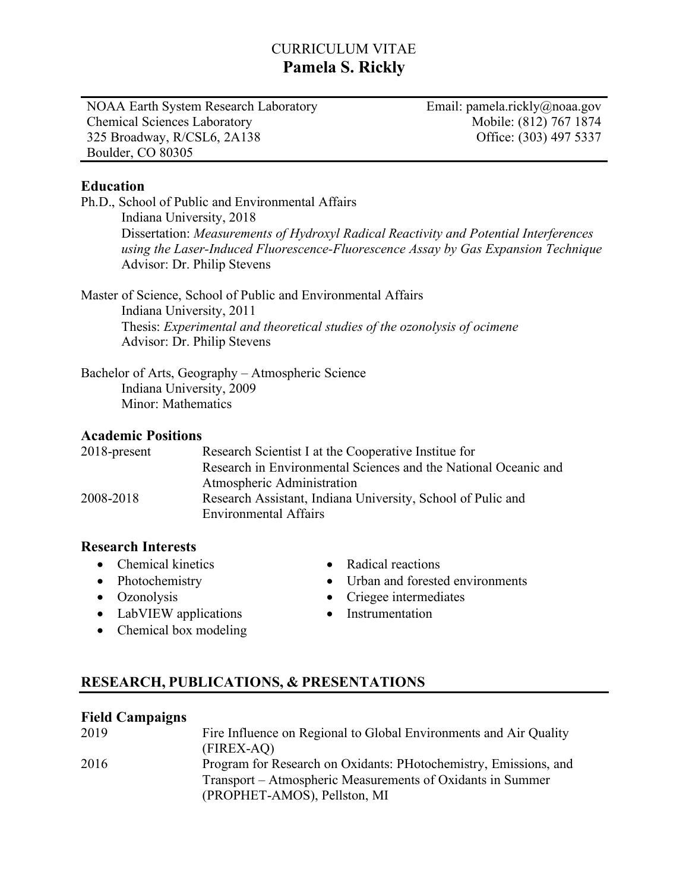# CURRICULUM VITAE
# Pamela S. Rickly

| | |
|---|---|
| NOAA Earth System Research Laboratory | Email: pamela.rickly@noaa.gov |
| Chemical Sciences Laboratory | Mobile: (812) 767 1874 |
| 325 Broadway, R/CSL6, 2A138 | Office: (303) 497 5337 |
| Boulder, CO 80305 | |

### Education

Ph.D., School of Public and Environmental Affairs
Indiana University, 2018
Dissertation: *Measurements of Hydroxyl Radical Reactivity and Potential Interferences using the Laser-Induced Fluorescence-Fluorescence Assay by Gas Expansion Technique*
Advisor: Dr. Philip Stevens

Master of Science, School of Public and Environmental Affairs
Indiana University, 2011
Thesis: *Experimental and theoretical studies of the ozonolysis of ocimene*
Advisor: Dr. Philip Stevens

Bachelor of Arts, Geography – Atmospheric Science
Indiana University, 2009
Minor: Mathematics

### Academic Positions

| | |
|---|---|
| 2018-present | Research Scientist I at the Cooperative Institue for Research in Environmental Sciences and the National Oceanic and Atmospheric Administration |
| 2008-2018 | Research Assistant, Indiana University, School of Pulic and Environmental Affairs |

### Research Interests

- Chemical kinetics
- Photochemistry
- Ozonolysis
- LabVIEW applications
- Chemical box modeling
- Radical reactions
- Urban and forested environments
- Criegee intermediates
- Instrumentation

## RESEARCH, PUBLICATIONS, & PRESENTATIONS

### Field Campaigns

| | |
|---|---|
| 2019 | Fire Influence on Regional to Global Environments and Air Quality (FIREX-AQ) |
| 2016 | Program for Research on Oxidants: PHotochemistry, Emissions, and Transport – Atmospheric Measurements of Oxidants in Summer (PROPHET-AMOS), Pellston, MI |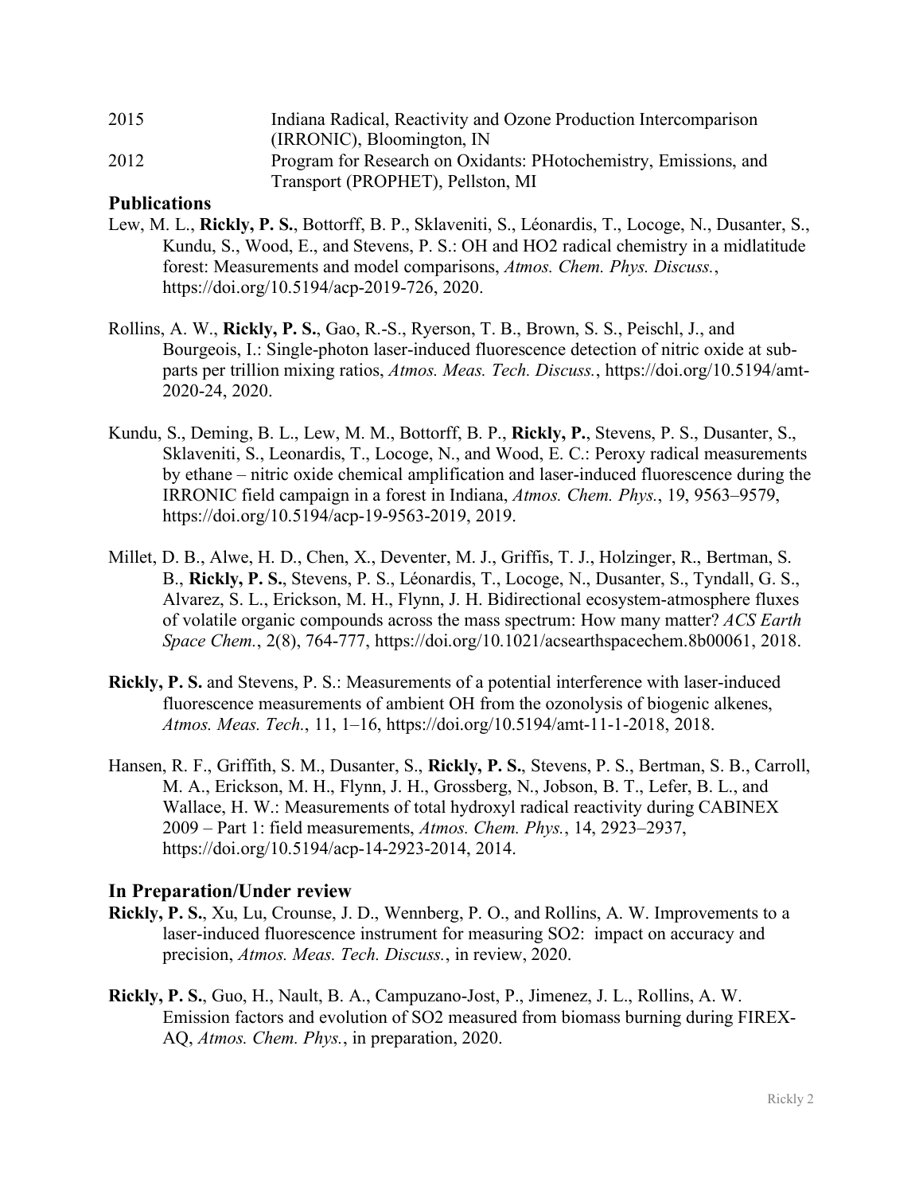2015 Indiana Radical, Reactivity and Ozone Production Intercomparison (IRRONIC), Bloomington, IN

2012 Program for Research on Oxidants: PHotochemistry, Emissions, and Transport (PROPHET), Pellston, MI

## Publications

Lew, M. L., **Rickly, P. S.**, Bottorff, B. P., Sklaveniti, S., Léonardis, T., Locoge, N., Dusanter, S., Kundu, S., Wood, E., and Stevens, P. S.: OH and HO2 radical chemistry in a midlatitude forest: Measurements and model comparisons, *Atmos. Chem. Phys. Discuss.*, https://doi.org/10.5194/acp-2019-726, 2020.

Rollins, A. W., **Rickly, P. S.**, Gao, R.-S., Ryerson, T. B., Brown, S. S., Peischl, J., and Bourgeois, I.: Single-photon laser-induced fluorescence detection of nitric oxide at sub-parts per trillion mixing ratios, *Atmos. Meas. Tech. Discuss.*, https://doi.org/10.5194/amt-2020-24, 2020.

Kundu, S., Deming, B. L., Lew, M. M., Bottorff, B. P., **Rickly, P.**, Stevens, P. S., Dusanter, S., Sklaveniti, S., Leonardis, T., Locoge, N., and Wood, E. C.: Peroxy radical measurements by ethane – nitric oxide chemical amplification and laser-induced fluorescence during the IRRONIC field campaign in a forest in Indiana, *Atmos. Chem. Phys.*, 19, 9563–9579, https://doi.org/10.5194/acp-19-9563-2019, 2019.

Millet, D. B., Alwe, H. D., Chen, X., Deventer, M. J., Griffis, T. J., Holzinger, R., Bertman, S. B., **Rickly, P. S.**, Stevens, P. S., Léonardis, T., Locoge, N., Dusanter, S., Tyndall, G. S., Alvarez, S. L., Erickson, M. H., Flynn, J. H. Bidirectional ecosystem-atmosphere fluxes of volatile organic compounds across the mass spectrum: How many matter? *ACS Earth Space Chem.*, 2(8), 764-777, https://doi.org/10.1021/acsearthspacechem.8b00061, 2018.

**Rickly, P. S.** and Stevens, P. S.: Measurements of a potential interference with laser-induced fluorescence measurements of ambient OH from the ozonolysis of biogenic alkenes, *Atmos. Meas. Tech.*, 11, 1–16, https://doi.org/10.5194/amt-11-1-2018, 2018.

Hansen, R. F., Griffith, S. M., Dusanter, S., **Rickly, P. S.**, Stevens, P. S., Bertman, S. B., Carroll, M. A., Erickson, M. H., Flynn, J. H., Grossberg, N., Jobson, B. T., Lefer, B. L., and Wallace, H. W.: Measurements of total hydroxyl radical reactivity during CABINEX 2009 – Part 1: field measurements, *Atmos. Chem. Phys.*, 14, 2923–2937, https://doi.org/10.5194/acp-14-2923-2014, 2014.

## In Preparation/Under review

**Rickly, P. S.**, Xu, Lu, Crounse, J. D., Wennberg, P. O., and Rollins, A. W. Improvements to a laser-induced fluorescence instrument for measuring SO2: impact on accuracy and precision, *Atmos. Meas. Tech. Discuss.*, in review, 2020.

**Rickly, P. S.**, Guo, H., Nault, B. A., Campuzano-Jost, P., Jimenez, J. L., Rollins, A. W. Emission factors and evolution of SO2 measured from biomass burning during FIREX-AQ, *Atmos. Chem. Phys.*, in preparation, 2020.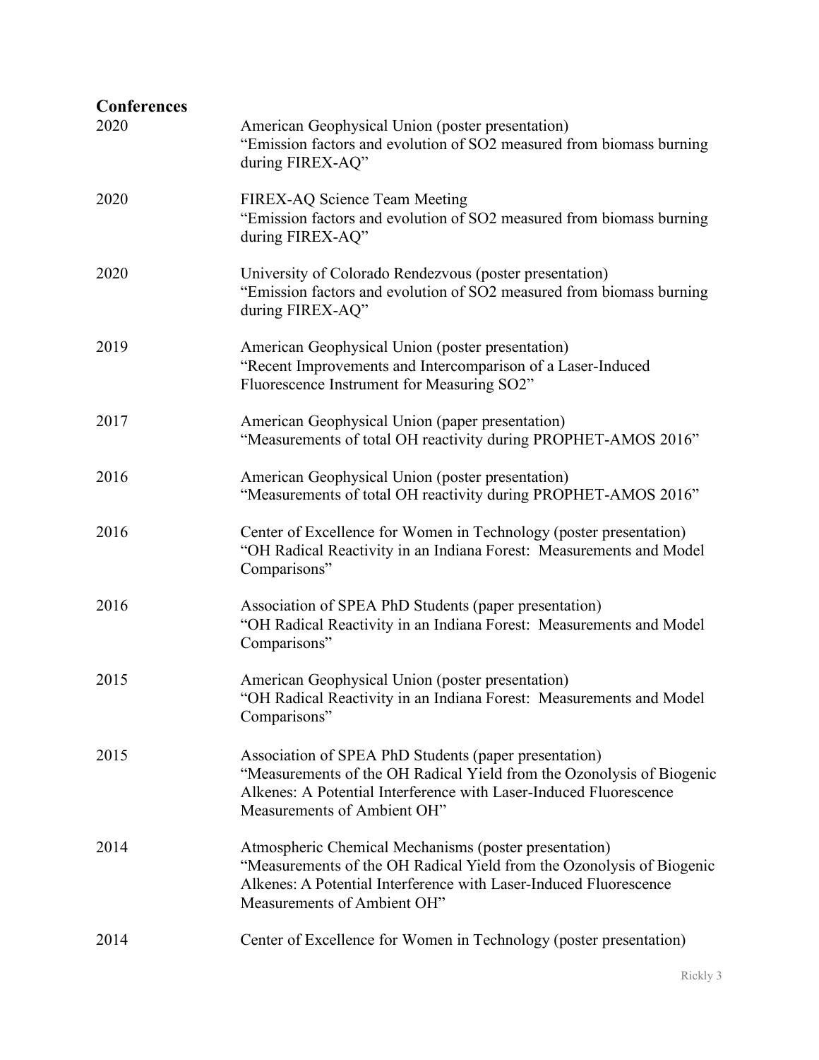## Conferences

| | |
|---|---|
| 2020 | American Geophysical Union (poster presentation)<br>"Emission factors and evolution of $SO_2$ measured from biomass burning during FIREX-AQ" |
| 2020 | FIREX-AQ Science Team Meeting<br>"Emission factors and evolution of $SO_2$ measured from biomass burning during FIREX-AQ" |
| 2020 | University of Colorado Rendezvous (poster presentation)<br>"Emission factors and evolution of $SO_2$ measured from biomass burning during FIREX-AQ" |
| 2019 | American Geophysical Union (poster presentation)<br>"Recent Improvements and Intercomparison of a Laser-Induced Fluorescence Instrument for Measuring $SO_2$" |
| 2017 | American Geophysical Union (paper presentation)<br>"Measurements of total OH reactivity during PROPHET-AMOS 2016" |
| 2016 | American Geophysical Union (poster presentation)<br>"Measurements of total OH reactivity during PROPHET-AMOS 2016" |
| 2016 | Center of Excellence for Women in Technology (poster presentation)<br>"OH Radical Reactivity in an Indiana Forest: Measurements and Model Comparisons" |
| 2016 | Association of SPEA PhD Students (paper presentation)<br>"OH Radical Reactivity in an Indiana Forest: Measurements and Model Comparisons" |
| 2015 | American Geophysical Union (poster presentation)<br>"OH Radical Reactivity in an Indiana Forest: Measurements and Model Comparisons" |
| 2015 | Association of SPEA PhD Students (paper presentation)<br>"Measurements of the OH Radical Yield from the Ozonolysis of Biogenic Alkenes: A Potential Interference with Laser-Induced Fluorescence Measurements of Ambient OH" |
| 2014 | Atmospheric Chemical Mechanisms (poster presentation)<br>"Measurements of the OH Radical Yield from the Ozonolysis of Biogenic Alkenes: A Potential Interference with Laser-Induced Fluorescence Measurements of Ambient OH" |
| 2014 | Center of Excellence for Women in Technology (poster presentation) |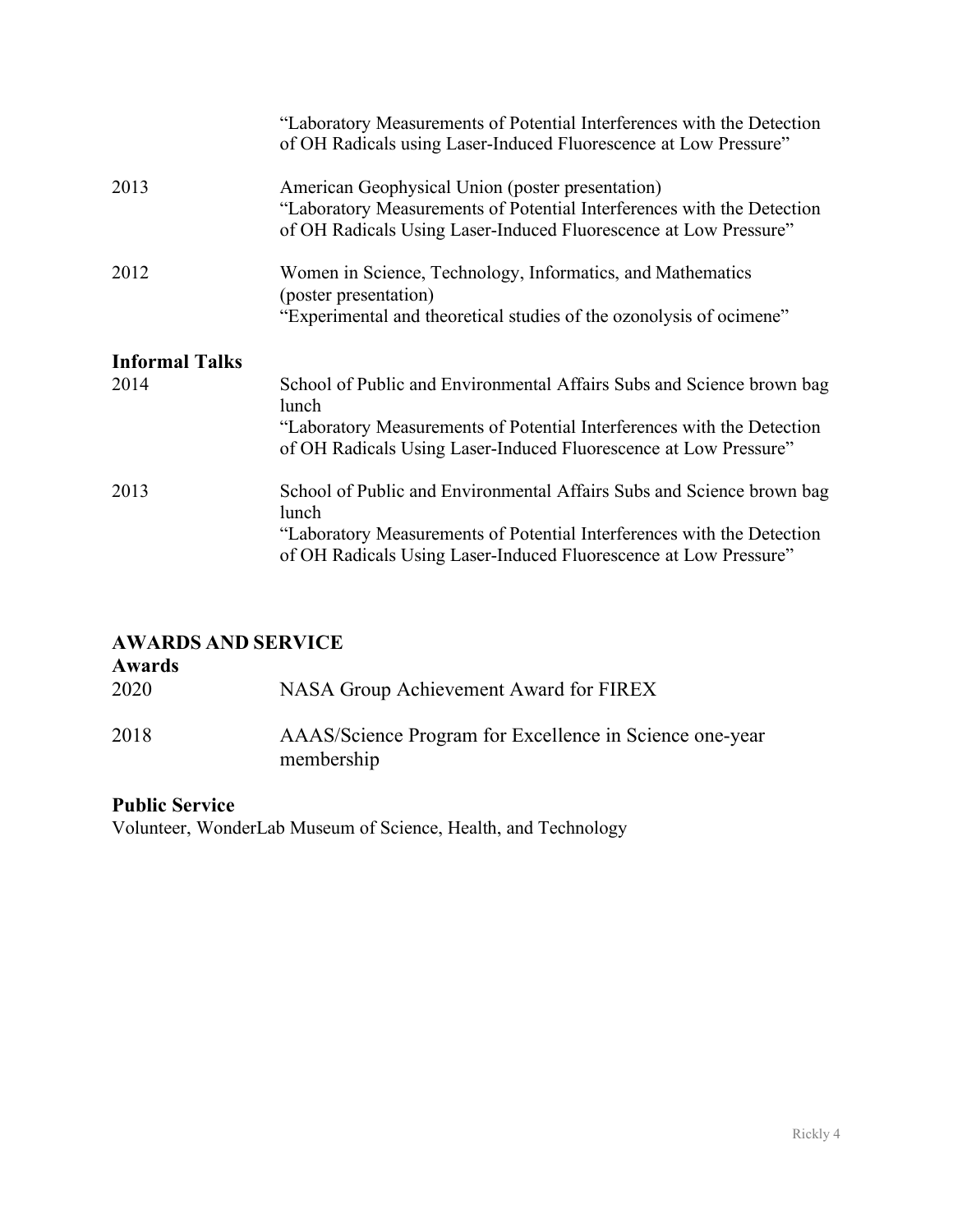"Laboratory Measurements of Potential Interferences with the Detection of OH Radicals using Laser-Induced Fluorescence at Low Pressure"

2013 American Geophysical Union (poster presentation)
"Laboratory Measurements of Potential Interferences with the Detection of OH Radicals Using Laser-Induced Fluorescence at Low Pressure"

2012 Women in Science, Technology, Informatics, and Mathematics (poster presentation)
"Experimental and theoretical studies of the ozonolysis of ocimene"

### Informal Talks

2014 School of Public and Environmental Affairs Subs and Science brown bag lunch
"Laboratory Measurements of Potential Interferences with the Detection of OH Radicals Using Laser-Induced Fluorescence at Low Pressure"

2013 School of Public and Environmental Affairs Subs and Science brown bag lunch
"Laboratory Measurements of Potential Interferences with the Detection of OH Radicals Using Laser-Induced Fluorescence at Low Pressure"

## AWARDS AND SERVICE

### Awards

2020 NASA Group Achievement Award for FIREX

2018 AAAS/Science Program for Excellence in Science one-year membership

### Public Service

Volunteer, WonderLab Museum of Science, Health, and Technology